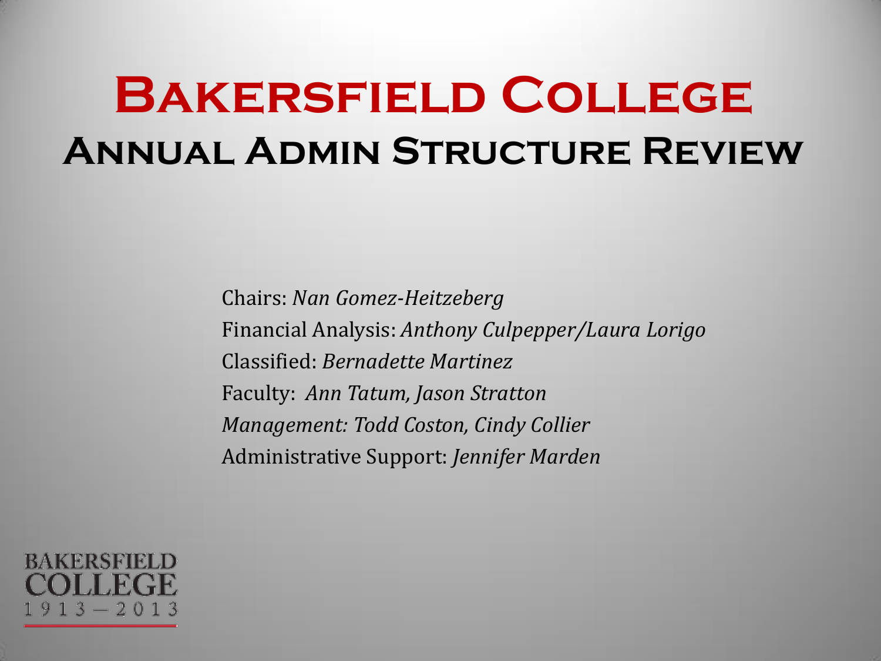# Bakersfield College

## Annual Admin Structure Review

Chairs: *Nan Gomez-Heitzeberg*
Financial Analysis: *Anthony Culpepper/Laura Lorigo*
Classified: *Bernadette Martinez*
Faculty: *Ann Tatum, Jason Stratton*
*Management: Todd Coston, Cindy Collier*
Administrative Support: *Jennifer Marden*

BAKERSFIELD COLLEGE
1913 — 2013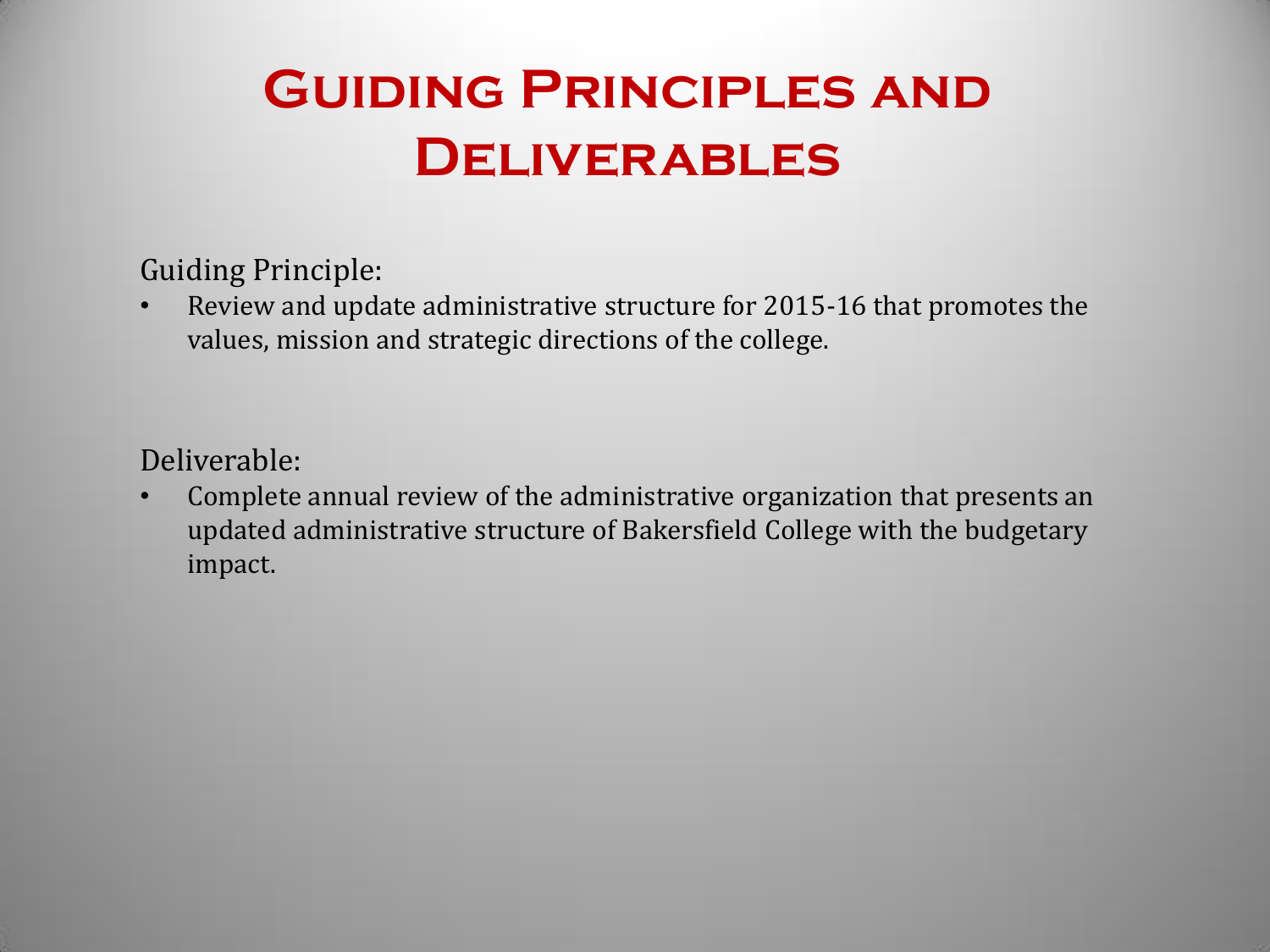# Guiding Principles and Deliverables

Guiding Principle:

- Review and update administrative structure for 2015-16 that promotes the values, mission and strategic directions of the college.

Deliverable:

- Complete annual review of the administrative organization that presents an updated administrative structure of Bakersfield College with the budgetary impact.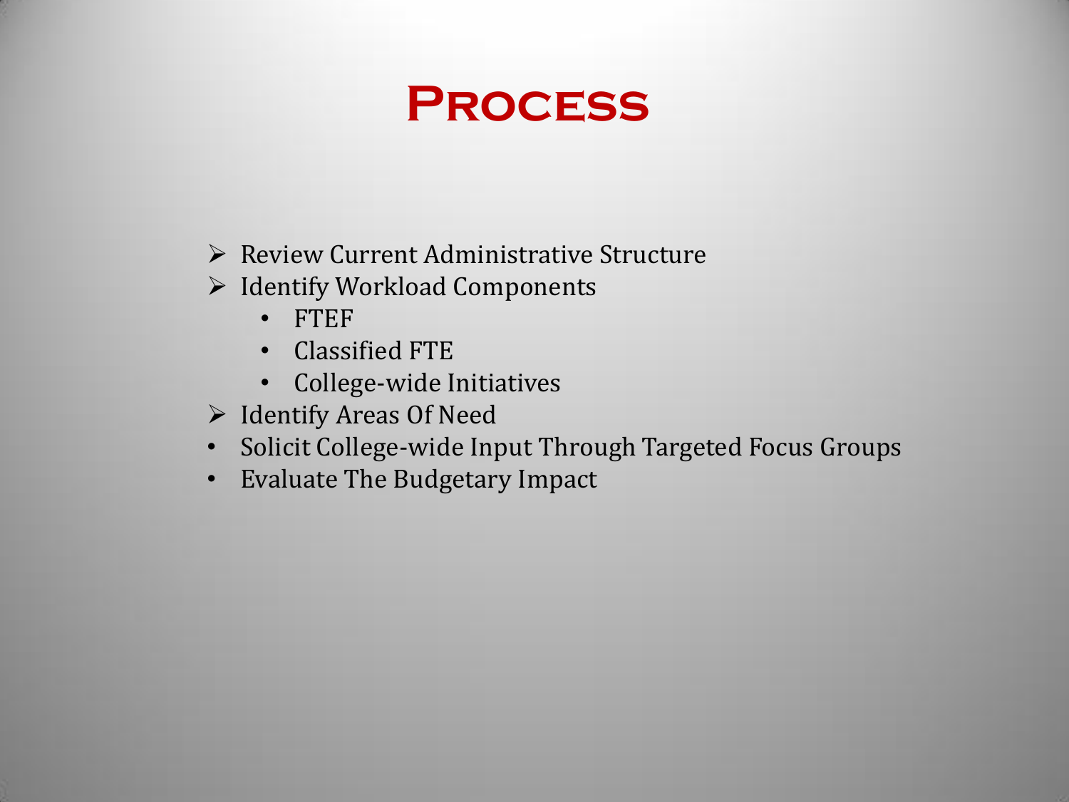# Process

- Review Current Administrative Structure
- Identify Workload Components
    - FTEF
    - Classified FTE
    - College-wide Initiatives
- Identify Areas Of Need
- Solicit College-wide Input Through Targeted Focus Groups
- Evaluate The Budgetary Impact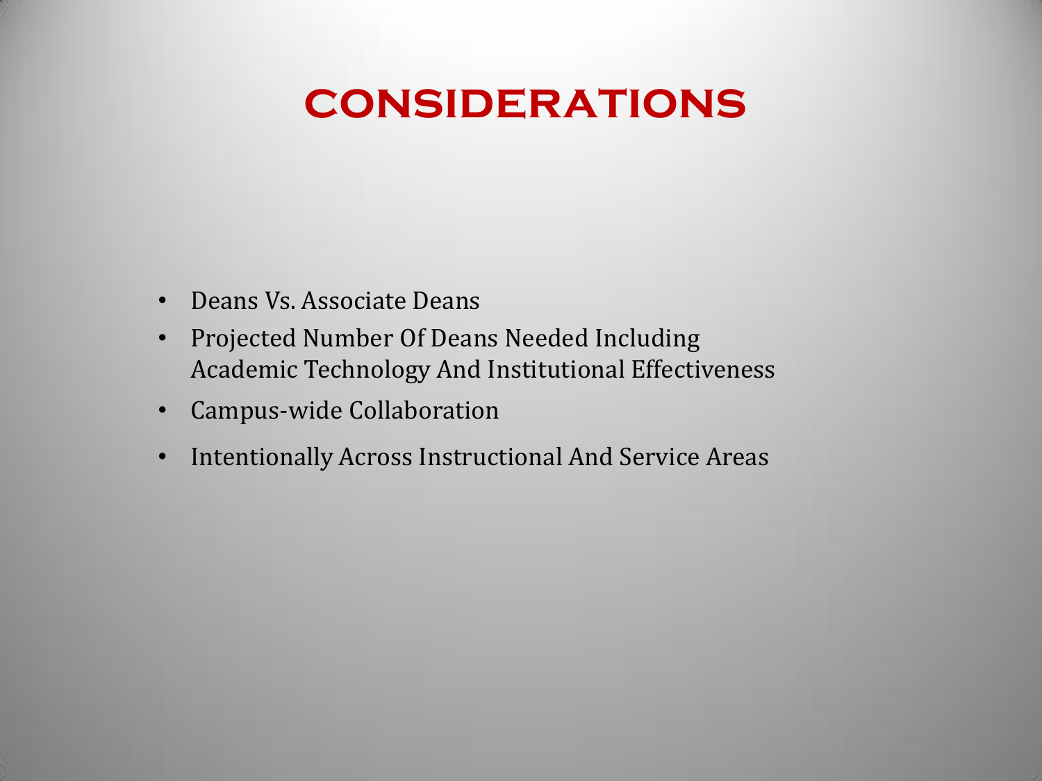# CONSIDERATIONS

- Deans Vs. Associate Deans
- Projected Number Of Deans Needed Including Academic Technology And Institutional Effectiveness
- Campus-wide Collaboration
- Intentionally Across Instructional And Service Areas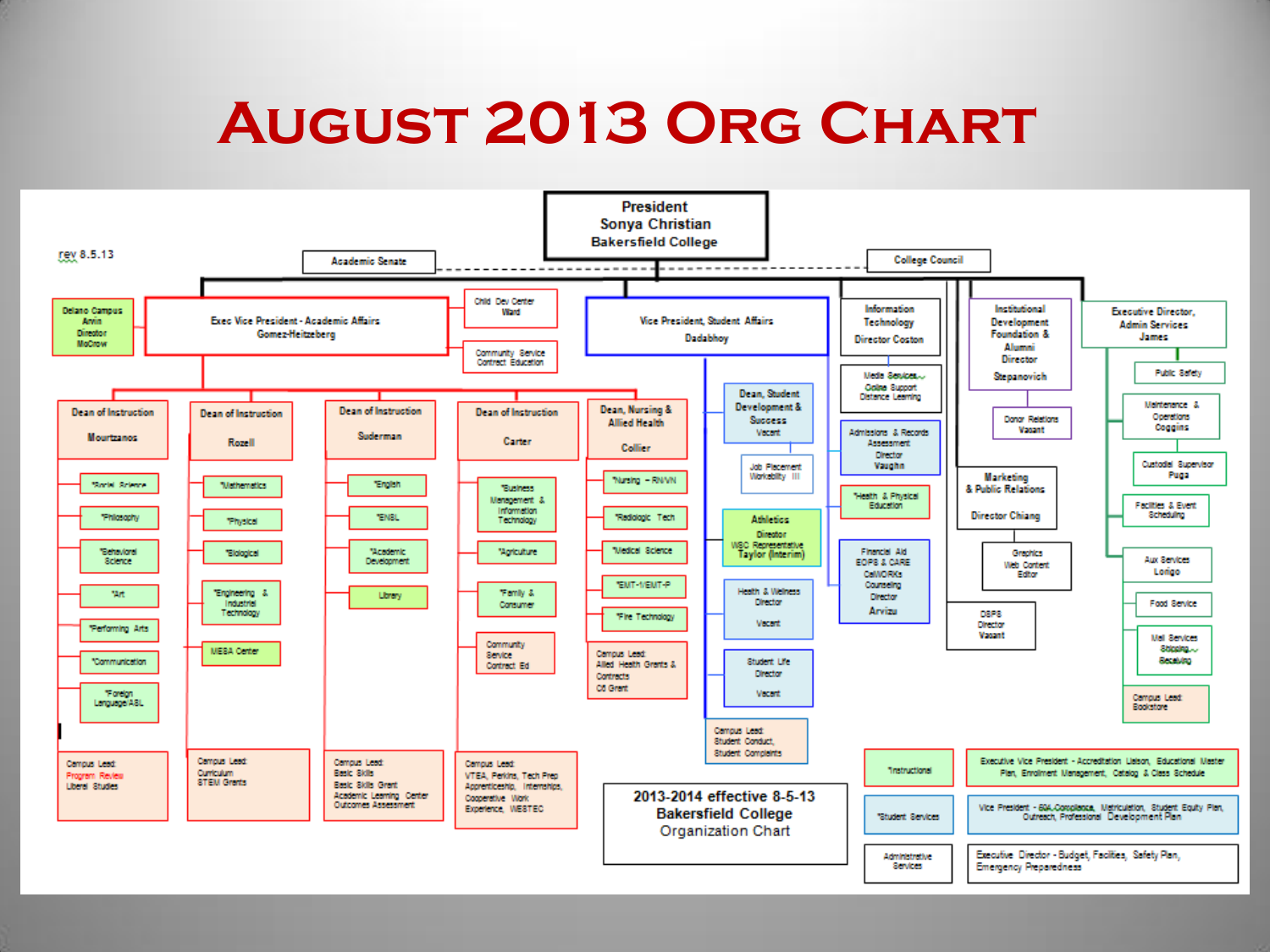# August 2013 Org Chart

rev 8.5.13

**President**
**Sonya Christian**
**Bakersfield College**

- Academic Senate
- College Council

**Delano Campus** Arvin Director McCrow

**Exec Vice President - Academic Affairs** — Gomez-Heitzeberg

- Child Dev Center Ward
- Community Service Contract Education

**Dean of Instruction — Mourtzanos**
- *Social Science
- *Philosophy
- *Behavioral Science
- *Art
- *Performing Arts
- *Communication
- *Foreign Language/ASL
- Campus Lead: Program Review, Liberal Studies

**Dean of Instruction — Rozell**
- *Mathematics
- *Physical
- *Biological
- *Engineering & Industrial Technology
- MESA Center
- Campus Lead: Curriculum, STEM Grants

**Dean of Instruction — Suderman**
- *English
- *ENSL
- *Academic Development
- Library
- Campus Lead: Basic Skills, Basic Skills Grant, Academic Learning Center, Outcomes Assessment

**Dean of Instruction — Carter**
- *Business Management & Information Technology
- *Agriculture
- *Family & Consumer
- Community Service Contract Ed
- Campus Lead: VTEA, Perkins, Tech Prep, Apprenticeship, Internships, Cooperative Work Experience, WESTEC

**Dean, Nursing & Allied Health — Collier**
- *Nursing – RN/VN
- *Radiologic Tech
- *Medical Science
- *EMT-/EMT-P
- *Fire Technology
- Campus Lead: Allied Health Grants & Contracts, OS Grant

**Vice President, Student Affairs — Dadabhoy**
- Dean, Student Development & Success — Vacant
  - Job Placement Workability III
- Athletics Director, WSC Representative — Taylor (Interim)
- Health & Wellness Director — Vacant
- Student Life Director — Vacant
- Campus Lead: Student Conduct, Student Complaints
- Media Services, Online Support, Distance Learning
- Admissions & Records Assessment Director — Vaughn
- *Health & Physical Education
- Financial Aid, EOPS & CARE, CalWORKs, Counseling Director — Arvizu

**Information Technology** — Director Coston

**Institutional Development Foundation & Alumni Director** — Stepanovich
- Donor Relations — Vacant

**Marketing & Public Relations** — Director Chiang
- Graphics, Web Content Editor

**DSPS Director** — Vacant

**Executive Director, Admin Services** — James
- Public Safety
- Maintenance & Operations — Coggins
- Custodial Supervisor — Puga
- Facilities & Event Scheduling
- Aux Services — Longo
- Food Service
- Mail Services, Shipping, Receiving
- Campus Lead: Bookstore

**2013-2014 effective 8-5-13**
**Bakersfield College**
Organization Chart

| Key | Description |
|---|---|
| Instructional | Executive Vice President - Accreditation Liaison, Educational Master Plan, Enrollment Management, Catalog & Class Schedule |
| *Student Services | Vice President - 504 Compliance, Matriculation, Student Equity Plan, Outreach, Professional Development Plan |
| Administrative Services | Executive Director - Budget, Facilities, Safety Plan, Emergency Preparedness |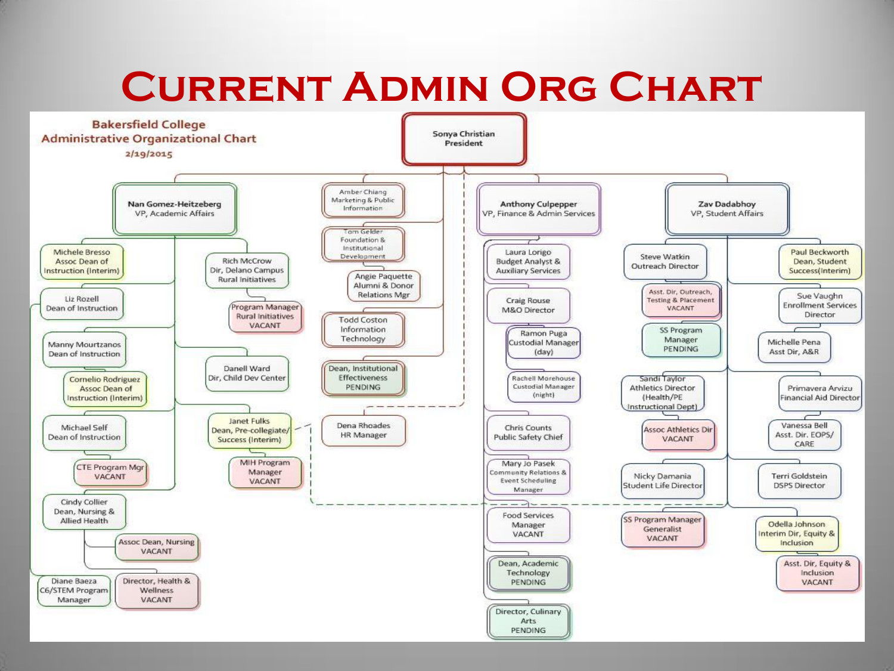# Current Admin Org Chart

## Bakersfield College
## Administrative Organizational Chart
2/19/2015

**Sonya Christian**
President

- Amber Chiang, Marketing & Public Information
- Tom Gelder, Foundation & Institutional Development
  - Angie Paquette, Alumni & Donor Relations Mgr
- Todd Coston, Information Technology
- Dean, Institutional Effectiveness – PENDING
- Dena Rhoades, HR Manager

**Nan Gomez-Heitzeberg**, VP, Academic Affairs
- Michele Bresso, Assoc Dean of Instruction (Interim)
- Liz Rozell, Dean of Instruction
  - Diane Baeza, C6/STEM Program Manager
- Manny Mourtzanos, Dean of Instruction
  - Cornelio Rodriguez, Assoc Dean of Instruction (Interim)
- Michael Self, Dean of Instruction
  - CTE Program Mgr – VACANT
- Cindy Collier, Dean, Nursing & Allied Health
  - Assoc Dean, Nursing – VACANT
  - Director, Health & Wellness – VACANT
- Rich McCrow, Dir, Delano Campus Rural Initiatives
  - Program Manager Rural Initiatives – VACANT
- Danell Ward, Dir, Child Dev Center
- Janet Fulks, Dean, Pre-collegiate/ Success (Interim)
  - MIH Program Manager – VACANT

**Anthony Culpepper**, VP, Finance & Admin Services
- Laura Lorigo, Budget Analyst & Auxiliary Services
- Craig Rouse, M&O Director
  - Ramon Puga, Custodial Manager (day)
  - Rachell Morehouse, Custodial Manager (night)
- Chris Counts, Public Safety Chief
- Mary Jo Pasek, Community Relations & Event Scheduling Manager
- Food Services Manager – VACANT
- Dean, Academic Technology – PENDING
- Director, Culinary Arts – PENDING

**Zav Dadabhoy**, VP, Student Affairs
- Steve Watkin, Outreach Director
  - Asst. Dir, Outreach, Testing & Placement – VACANT
  - SS Program Manager – PENDING
- Sandi Taylor, Athletics Director (Health/PE Instructional Dept)
  - Assoc Athletics Dir – VACANT
- Nicky Damania, Student Life Director
- SS Program Manager Generalist – VACANT
- Paul Beckworth, Dean, Student Success (Interim)
- Sue Vaughn, Enrollment Services Director
  - Michelle Pena, Asst Dir, A&R
- Primavera Arvizu, Financial Aid Director
  - Vanessa Bell, Asst. Dir. EOPS/ CARE
- Terri Goldstein, DSPS Director
- Odella Johnson, Interim Dir, Equity & Inclusion
  - Asst. Dir, Equity & Inclusion – VACANT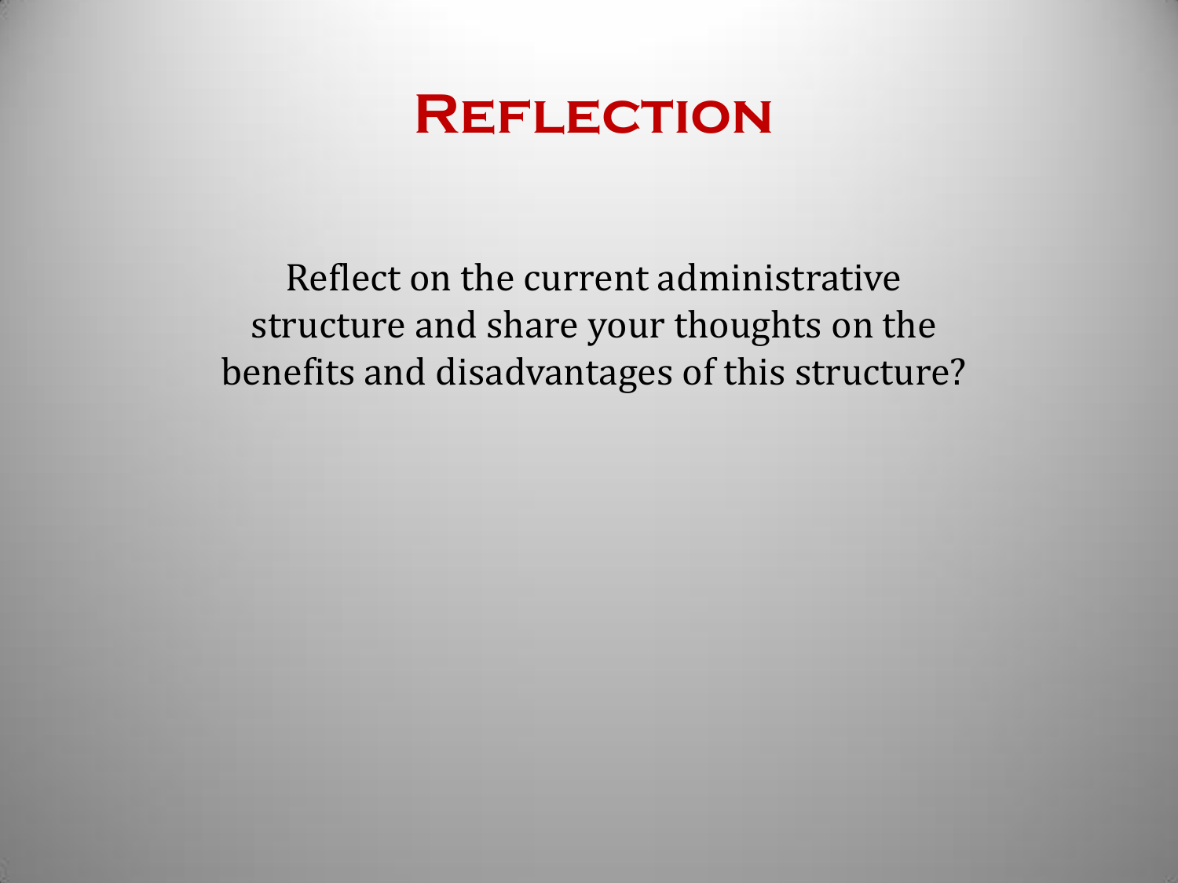# Reflection

Reflect on the current administrative structure and share your thoughts on the benefits and disadvantages of this structure?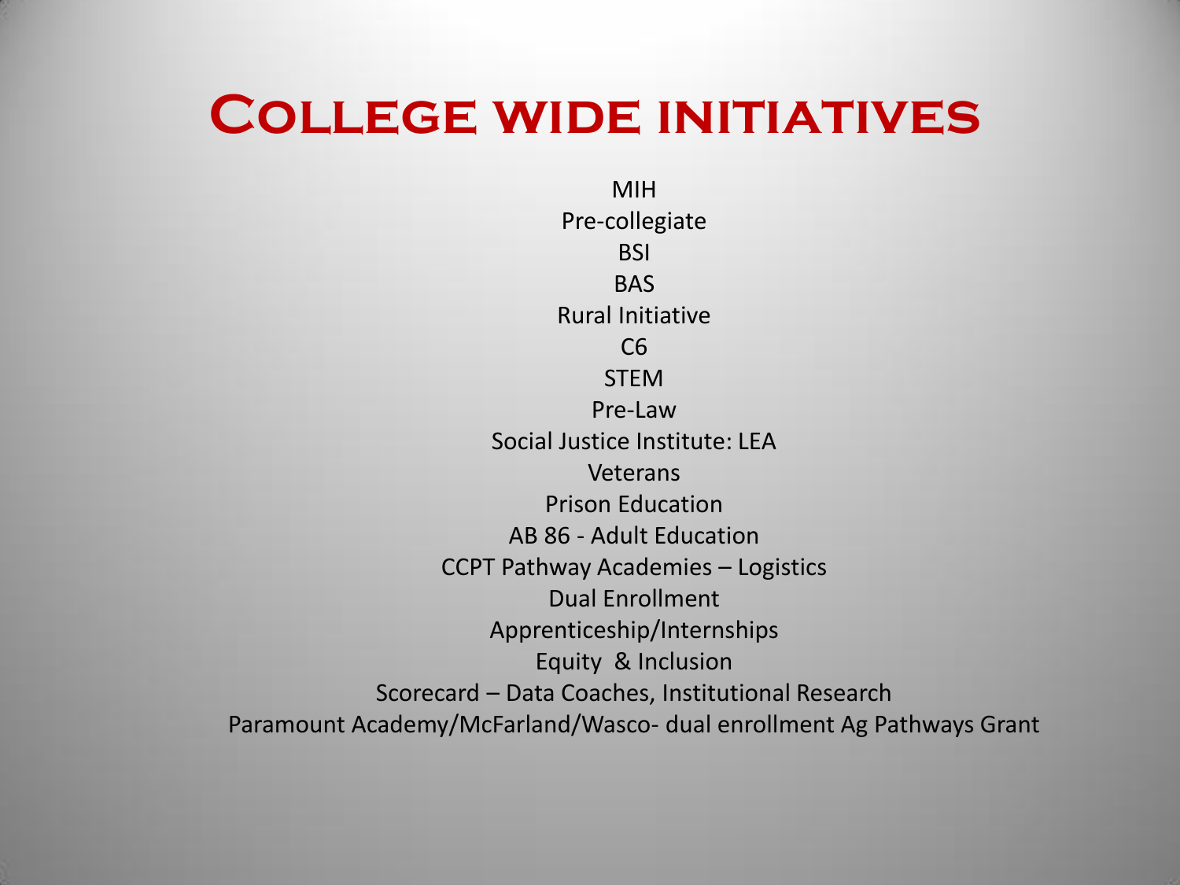# College wide initiatives

MIH
Pre-collegiate
BSI
BAS
Rural Initiative
C6
STEM
Pre-Law
Social Justice Institute: LEA
Veterans
Prison Education
AB 86 - Adult Education
CCPT Pathway Academies – Logistics
Dual Enrollment
Apprenticeship/Internships
Equity & Inclusion
Scorecard – Data Coaches, Institutional Research
Paramount Academy/McFarland/Wasco- dual enrollment Ag Pathways Grant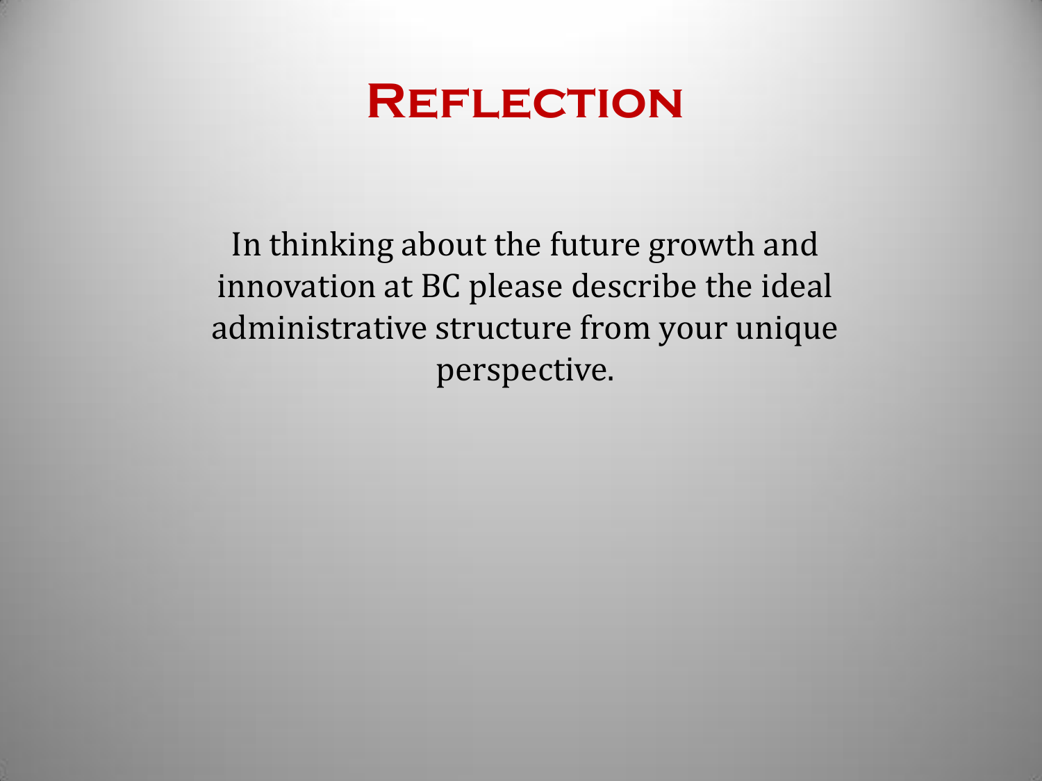# Reflection

In thinking about the future growth and innovation at BC please describe the ideal administrative structure from your unique perspective.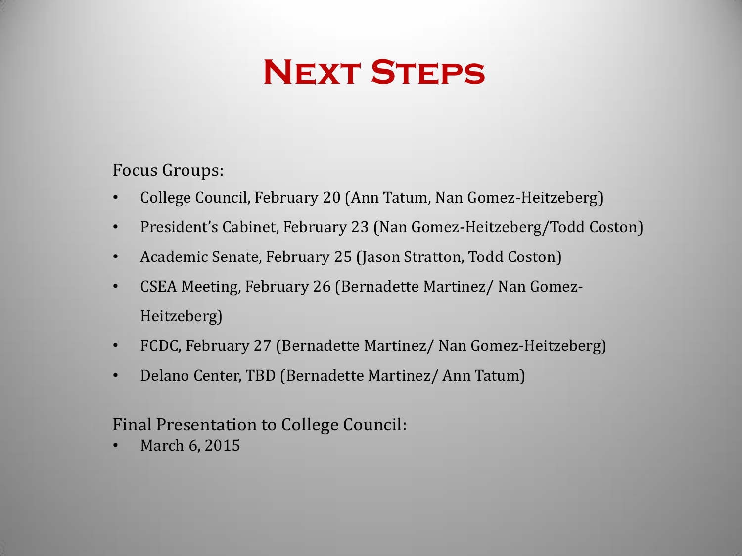# Next Steps

Focus Groups:

- College Council, February 20 (Ann Tatum, Nan Gomez-Heitzeberg)
- President's Cabinet, February 23 (Nan Gomez-Heitzeberg/Todd Coston)
- Academic Senate, February 25 (Jason Stratton, Todd Coston)
- CSEA Meeting, February 26 (Bernadette Martinez/ Nan Gomez-Heitzeberg)
- FCDC, February 27 (Bernadette Martinez/ Nan Gomez-Heitzeberg)
- Delano Center, TBD (Bernadette Martinez/ Ann Tatum)

Final Presentation to College Council:

- March 6, 2015